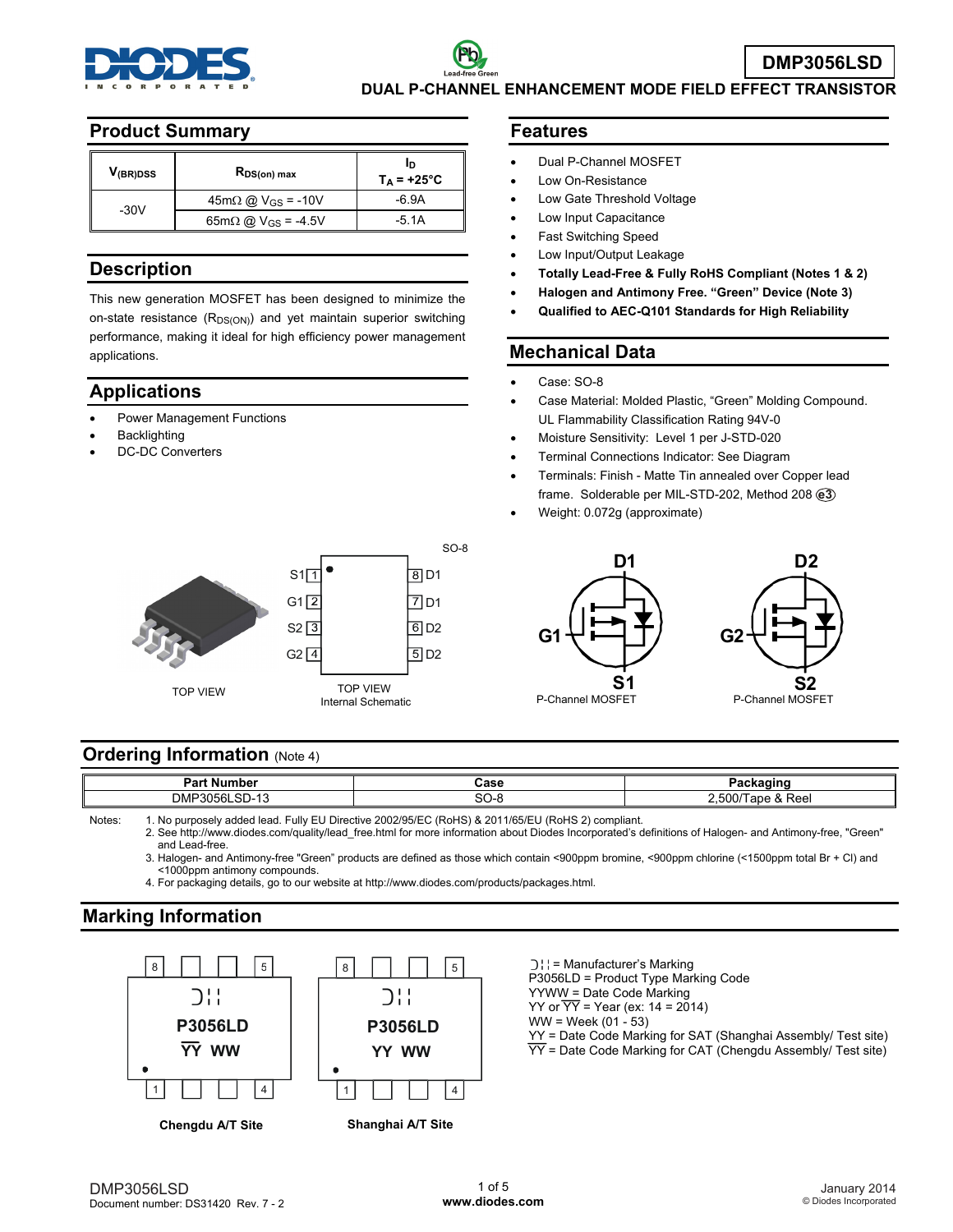# DMP3056LSD

## DUAL P-CHANNEL ENHANCEMENT MODE FIELD EFFECT TRANSISTOR

## Product Summary

| $V_{(BR)DSS}$ | $R_{DS(on)\ max}$ | $I_D$ $T_A = +25°C$ |
|---|---|---|
| -30V | 45mΩ @ $V_{GS}$ = -10V | -6.9A |
| | 65mΩ @ $V_{GS}$ = -4.5V | -5.1A |

## Description

This new generation MOSFET has been designed to minimize the on-state resistance ($R_{DS(ON)}$) and yet maintain superior switching performance, making it ideal for high efficiency power management applications.

## Applications

- Power Management Functions
- Backlighting
- DC-DC Converters

## Features

- Dual P-Channel MOSFET
- Low On-Resistance
- Low Gate Threshold Voltage
- Low Input Capacitance
- Fast Switching Speed
- Low Input/Output Leakage
- **Totally Lead-Free & Fully RoHS Compliant (Notes 1 & 2)**
- **Halogen and Antimony Free. "Green" Device (Note 3)**
- **Qualified to AEC-Q101 Standards for High Reliability**

## Mechanical Data

- Case: SO-8
- Case Material: Molded Plastic, "Green" Molding Compound. UL Flammability Classification Rating 94V-0
- Moisture Sensitivity: Level 1 per J-STD-020
- Terminal Connections Indicator: See Diagram
- Terminals: Finish - Matte Tin annealed over Copper lead frame. Solderable per MIL-STD-202, Method 208 (e3)
- Weight: 0.072g (approximate)

SO-8

S1 1 | 8 D1
G1 2 | 7 D1
S2 3 | 6 D2
G2 4 | 5 D2

TOP VIEW

TOP VIEW
Internal Schematic

D1, G1, S1 — P-Channel MOSFET

D2, G2, S2 — P-Channel MOSFET

## Ordering Information (Note 4)

| Part Number | Case | Packaging |
|---|---|---|
| DMP3056LSD-13 | SO-8 | 2,500/Tape & Reel |

Notes:
1. No purposely added lead. Fully EU Directive 2002/95/EC (RoHS) & 2011/65/EU (RoHS 2) compliant.
2. See http://www.diodes.com/quality/lead_free.html for more information about Diodes Incorporated's definitions of Halogen- and Antimony-free, "Green" and Lead-free.
3. Halogen- and Antimony-free "Green" products are defined as those which contain <900ppm bromine, <900ppm chlorine (<1500ppm total Br + Cl) and <1000ppm antimony compounds.
4. For packaging details, go to our website at http://www.diodes.com/products/packages.html.

## Marking Information

Chengdu A/T Site: P3056LD / $\overline{YY}$ WW

Shanghai A/T Site: P3056LD / YY WW

- = Manufacturer's Marking
- P3056LD = Product Type Marking Code
- YYWW = Date Code Marking
- YY or $\overline{YY}$ = Year (ex: 14 = 2014)
- WW = Week (01 - 53)
- YY = Date Code Marking for SAT (Shanghai Assembly/ Test site)
- $\overline{YY}$ = Date Code Marking for CAT (Chengdu Assembly/ Test site)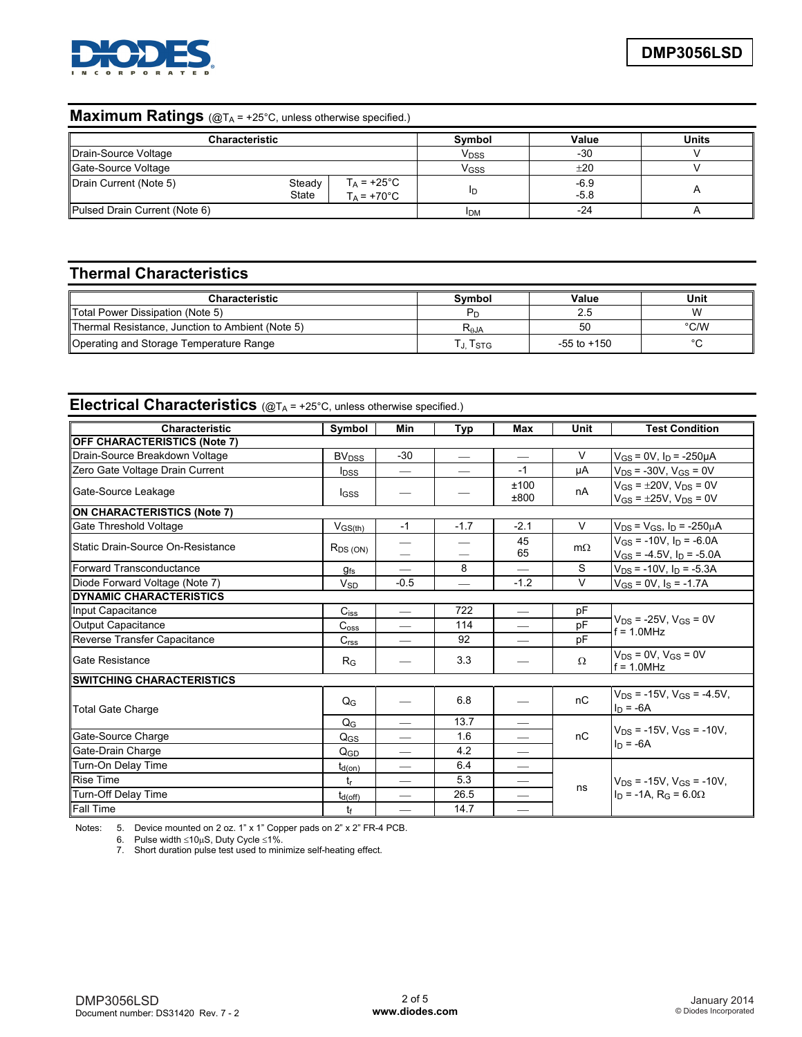## Maximum Ratings (@$T_A$ = +25°C, unless otherwise specified.)

| Characteristic | | | Symbol | Value | Units |
|---|---|---|---|---|---|
| Drain-Source Voltage | | | $V_{DSS}$ | -30 | V |
| Gate-Source Voltage | | | $V_{GSS}$ | ±20 | V |
| Drain Current (Note 5) | Steady State | $T_A$ = +25°C<br>$T_A$ = +70°C | $I_D$ | -6.9<br>-5.8 | A |
| Pulsed Drain Current (Note 6) | | | $I_{DM}$ | -24 | A |

## Thermal Characteristics

| Characteristic | Symbol | Value | Unit |
|---|---|---|---|
| Total Power Dissipation (Note 5) | $P_D$ | 2.5 | W |
| Thermal Resistance, Junction to Ambient (Note 5) | $R_{\theta JA}$ | 50 | °C/W |
| Operating and Storage Temperature Range | $T_J$, $T_{STG}$ | -55 to +150 | °C |

## Electrical Characteristics (@$T_A$ = +25°C, unless otherwise specified.)

| Characteristic | Symbol | Min | Typ | Max | Unit | Test Condition |
|---|---|---|---|---|---|---|
| **OFF CHARACTERISTICS (Note 7)** | | | | | | |
| Drain-Source Breakdown Voltage | $BV_{DSS}$ | -30 | — | — | V | $V_{GS}$ = 0V, $I_D$ = -250μA |
| Zero Gate Voltage Drain Current | $I_{DSS}$ | — | — | -1 | μA | $V_{DS}$ = -30V, $V_{GS}$ = 0V |
| Gate-Source Leakage | $I_{GSS}$ | — | — | ±100<br>±800 | nA | $V_{GS}$ = ±20V, $V_{DS}$ = 0V<br>$V_{GS}$ = ±25V, $V_{DS}$ = 0V |
| **ON CHARACTERISTICS (Note 7)** | | | | | | |
| Gate Threshold Voltage | $V_{GS(th)}$ | -1 | -1.7 | -2.1 | V | $V_{DS}$ = $V_{GS}$, $I_D$ = -250μA |
| Static Drain-Source On-Resistance | $R_{DS\ (ON)}$ | —<br>— | —<br>— | 45<br>65 | mΩ | $V_{GS}$ = -10V, $I_D$ = -6.0A<br>$V_{GS}$ = -4.5V, $I_D$ = -5.0A |
| Forward Transconductance | $g_{fs}$ | — | 8 | — | S | $V_{DS}$ = -10V, $I_D$ = -5.3A |
| Diode Forward Voltage (Note 7) | $V_{SD}$ | -0.5 | — | -1.2 | V | $V_{GS}$ = 0V, $I_S$ = -1.7A |
| **DYNAMIC CHARACTERISTICS** | | | | | | |
| Input Capacitance | $C_{iss}$ | — | 722 | — | pF | $V_{DS}$ = -25V, $V_{GS}$ = 0V<br>f = 1.0MHz |
| Output Capacitance | $C_{oss}$ | — | 114 | — | pF | |
| Reverse Transfer Capacitance | $C_{rss}$ | — | 92 | — | pF | |
| Gate Resistance | $R_G$ | — | 3.3 | — | Ω | $V_{DS}$ = 0V, $V_{GS}$ = 0V<br>f = 1.0MHz |
| **SWITCHING CHARACTERISTICS** | | | | | | |
| Total Gate Charge | $Q_G$ | — | 6.8 | — | nC | $V_{DS}$ = -15V, $V_{GS}$ = -4.5V, $I_D$ = -6A |
| | $Q_G$ | — | 13.7 | — | nC | $V_{DS}$ = -15V, $V_{GS}$ = -10V, $I_D$ = -6A |
| Gate-Source Charge | $Q_{GS}$ | — | 1.6 | — | | |
| Gate-Drain Charge | $Q_{GD}$ | — | 4.2 | — | | |
| Turn-On Delay Time | $t_{d(on)}$ | — | 6.4 | — | ns | $V_{DS}$ = -15V, $V_{GS}$ = -10V, $I_D$ = -1A, $R_G$ = 6.0Ω |
| Rise Time | $t_r$ | — | 5.3 | — | | |
| Turn-Off Delay Time | $t_{d(off)}$ | — | 26.5 | — | | |
| Fall Time | $t_f$ | — | 14.7 | — | | |

Notes:
5. Device mounted on 2 oz. 1" x 1" Copper pads on 2" x 2" FR-4 PCB.
6. Pulse width ≤10μS, Duty Cycle ≤1%.
7. Short duration pulse test used to minimize self-heating effect.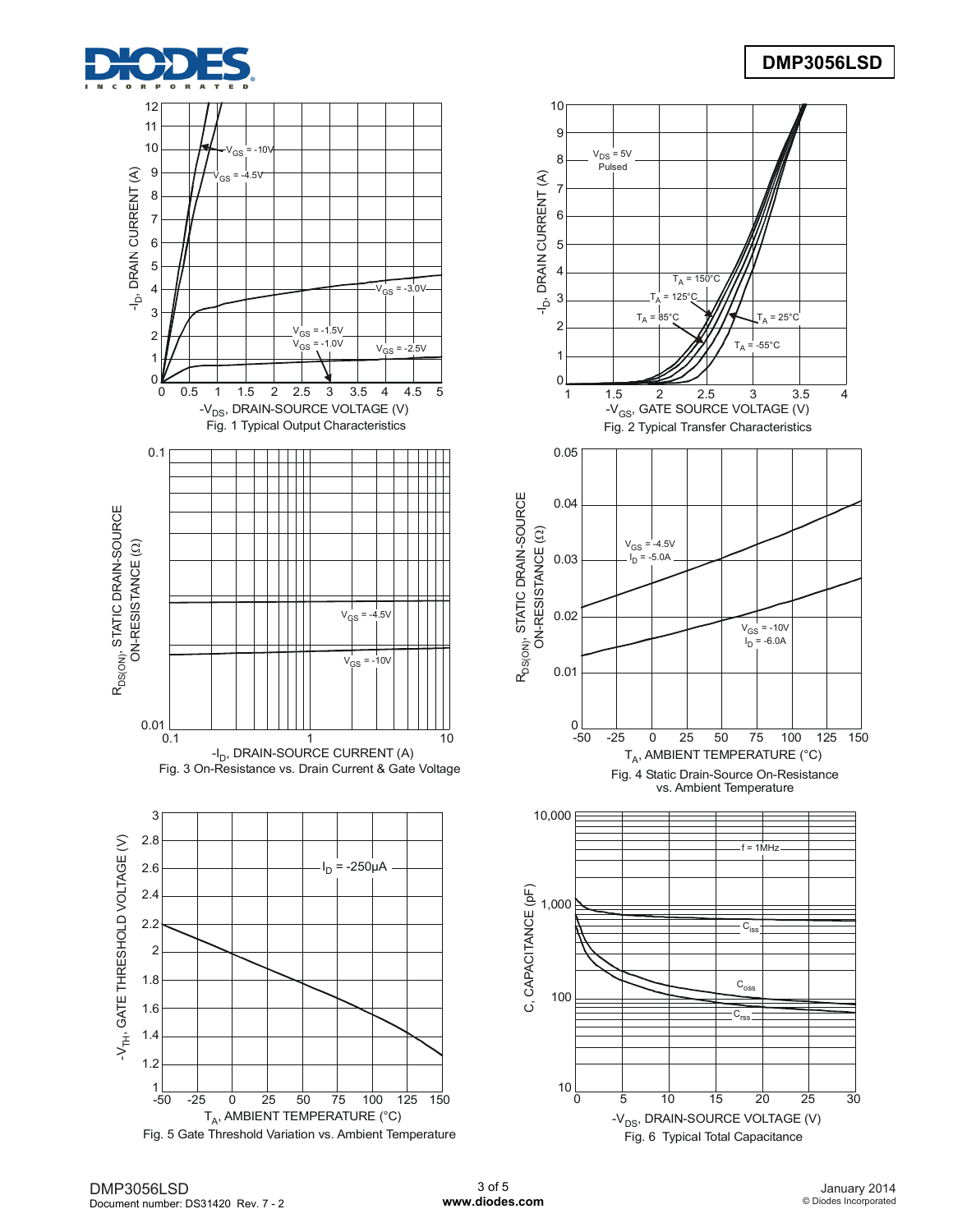Fig. 1 Typical Output Characteristics

Fig. 2 Typical Transfer Characteristics

Fig. 3 On-Resistance vs. Drain Current & Gate Voltage

Fig. 4 Static Drain-Source On-Resistance vs. Ambient Temperature

Fig. 5 Gate Threshold Variation vs. Ambient Temperature

Fig. 6 Typical Total Capacitance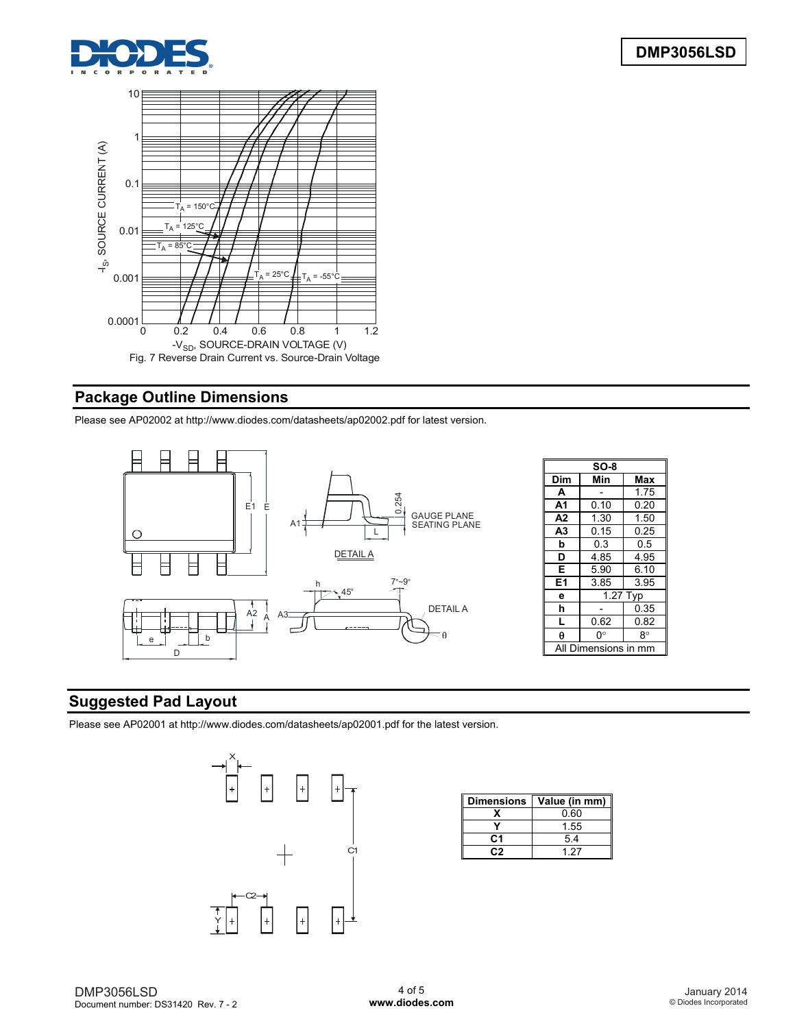Fig. 7 Reverse Drain Current vs. Source-Drain Voltage

## Package Outline Dimensions

Please see AP02002 at http://www.diodes.com/datasheets/ap02002.pdf for latest version.

| SO-8 | | |
|---|---|---|
| **Dim** | **Min** | **Max** |
| **A** | - | 1.75 |
| **A1** | 0.10 | 0.20 |
| **A2** | 1.30 | 1.50 |
| **A3** | 0.15 | 0.25 |
| **b** | 0.3 | 0.5 |
| **D** | 4.85 | 4.95 |
| **E** | 5.90 | 6.10 |
| **E1** | 3.85 | 3.95 |
| **e** | 1.27 Typ | |
| **h** | - | 0.35 |
| **L** | 0.62 | 0.82 |
| **θ** | 0° | 8° |
| All Dimensions in mm | | |

## Suggested Pad Layout

Please see AP02001 at http://www.diodes.com/datasheets/ap02001.pdf for the latest version.

| Dimensions | Value (in mm) |
|---|---|
| **X** | 0.60 |
| **Y** | 1.55 |
| **C1** | 5.4 |
| **C2** | 1.27 |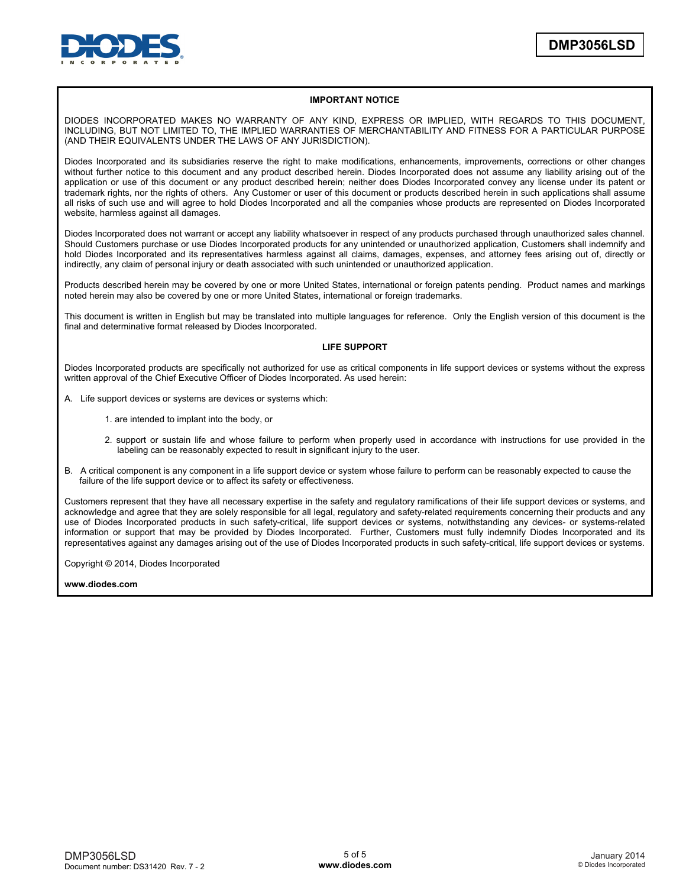## IMPORTANT NOTICE

DIODES INCORPORATED MAKES NO WARRANTY OF ANY KIND, EXPRESS OR IMPLIED, WITH REGARDS TO THIS DOCUMENT, INCLUDING, BUT NOT LIMITED TO, THE IMPLIED WARRANTIES OF MERCHANTABILITY AND FITNESS FOR A PARTICULAR PURPOSE (AND THEIR EQUIVALENTS UNDER THE LAWS OF ANY JURISDICTION).

Diodes Incorporated and its subsidiaries reserve the right to make modifications, enhancements, improvements, corrections or other changes without further notice to this document and any product described herein. Diodes Incorporated does not assume any liability arising out of the application or use of this document or any product described herein; neither does Diodes Incorporated convey any license under its patent or trademark rights, nor the rights of others. Any Customer or user of this document or products described herein in such applications shall assume all risks of such use and will agree to hold Diodes Incorporated and all the companies whose products are represented on Diodes Incorporated website, harmless against all damages.

Diodes Incorporated does not warrant or accept any liability whatsoever in respect of any products purchased through unauthorized sales channel. Should Customers purchase or use Diodes Incorporated products for any unintended or unauthorized application, Customers shall indemnify and hold Diodes Incorporated and its representatives harmless against all claims, damages, expenses, and attorney fees arising out of, directly or indirectly, any claim of personal injury or death associated with such unintended or unauthorized application.

Products described herein may be covered by one or more United States, international or foreign patents pending. Product names and markings noted herein may also be covered by one or more United States, international or foreign trademarks.

This document is written in English but may be translated into multiple languages for reference. Only the English version of this document is the final and determinative format released by Diodes Incorporated.

## LIFE SUPPORT

Diodes Incorporated products are specifically not authorized for use as critical components in life support devices or systems without the express written approval of the Chief Executive Officer of Diodes Incorporated. As used herein:

A. Life support devices or systems are devices or systems which:

1. are intended to implant into the body, or
2. support or sustain life and whose failure to perform when properly used in accordance with instructions for use provided in the labeling can be reasonably expected to result in significant injury to the user.

B. A critical component is any component in a life support device or system whose failure to perform can be reasonably expected to cause the failure of the life support device or to affect its safety or effectiveness.

Customers represent that they have all necessary expertise in the safety and regulatory ramifications of their life support devices or systems, and acknowledge and agree that they are solely responsible for all legal, regulatory and safety-related requirements concerning their products and any use of Diodes Incorporated products in such safety-critical, life support devices or systems, notwithstanding any devices- or systems-related information or support that may be provided by Diodes Incorporated. Further, Customers must fully indemnify Diodes Incorporated and its representatives against any damages arising out of the use of Diodes Incorporated products in such safety-critical, life support devices or systems.

Copyright © 2014, Diodes Incorporated

**www.diodes.com**